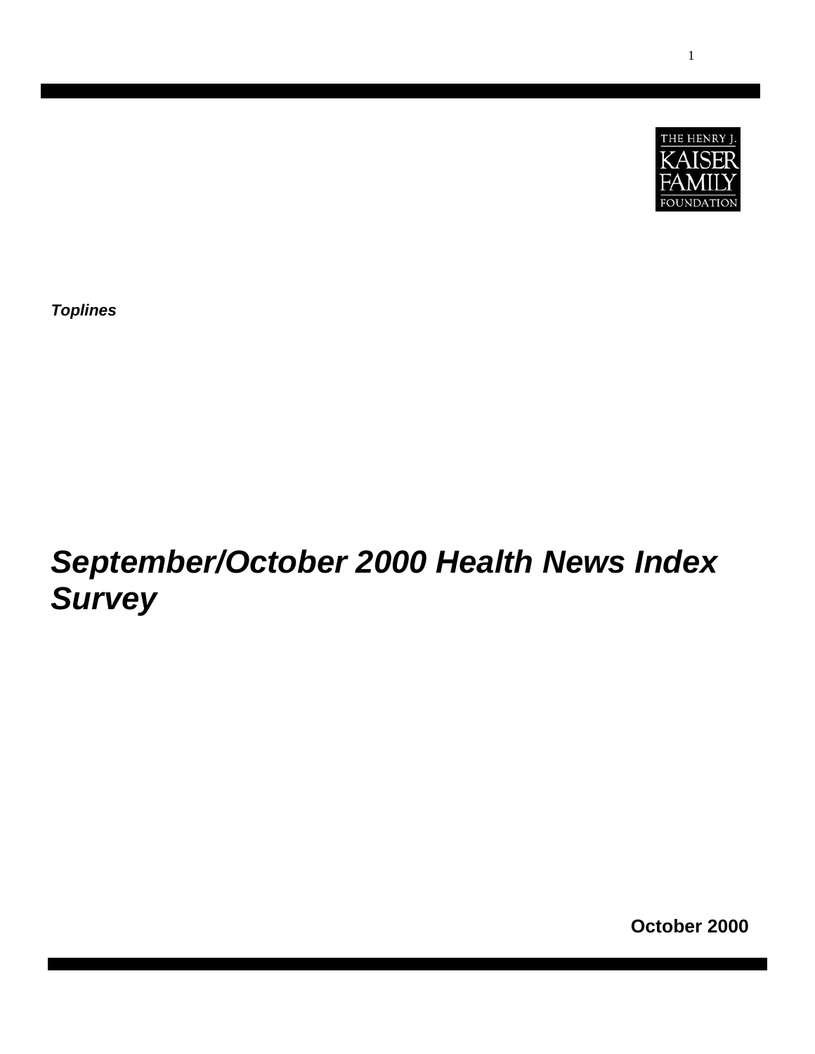THE HENRY J. KAISER FAMILY FOUNDATION

***Toplines***

# *September/October 2000 Health News Index Survey*

**October 2000**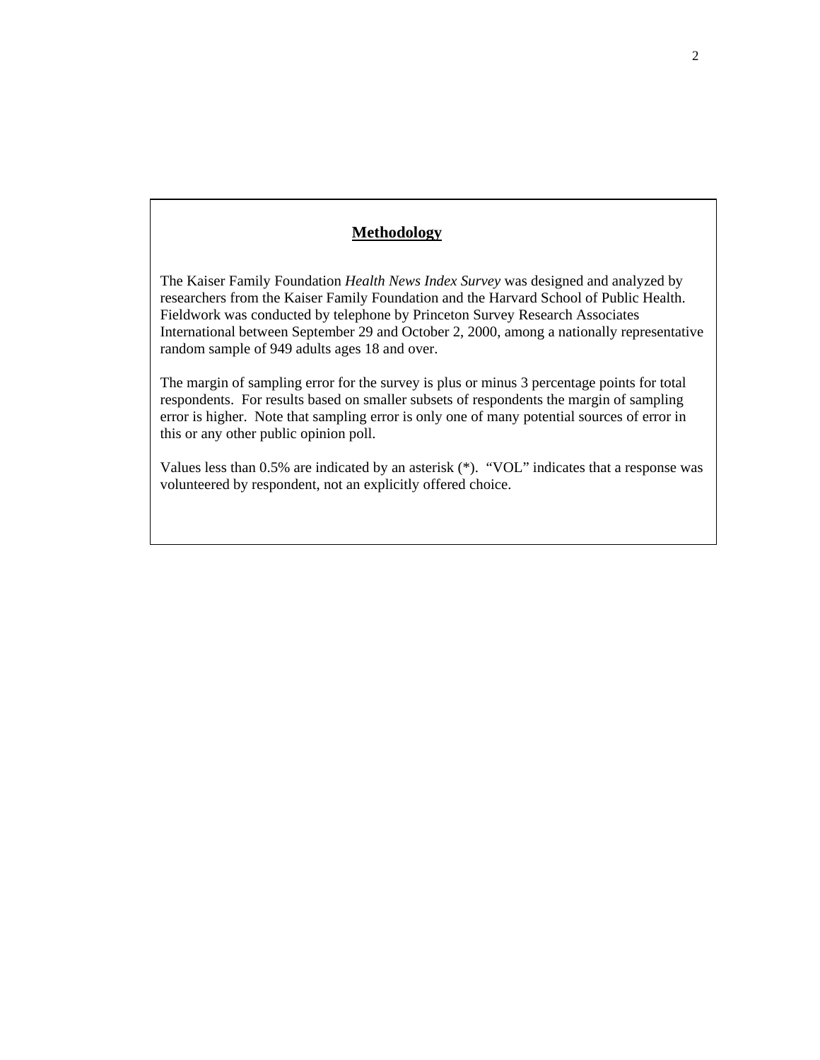## Methodology

The Kaiser Family Foundation *Health News Index Survey* was designed and analyzed by researchers from the Kaiser Family Foundation and the Harvard School of Public Health. Fieldwork was conducted by telephone by Princeton Survey Research Associates International between September 29 and October 2, 2000, among a nationally representative random sample of 949 adults ages 18 and over.

The margin of sampling error for the survey is plus or minus 3 percentage points for total respondents. For results based on smaller subsets of respondents the margin of sampling error is higher. Note that sampling error is only one of many potential sources of error in this or any other public opinion poll.

Values less than 0.5% are indicated by an asterisk (*). "VOL" indicates that a response was volunteered by respondent, not an explicitly offered choice.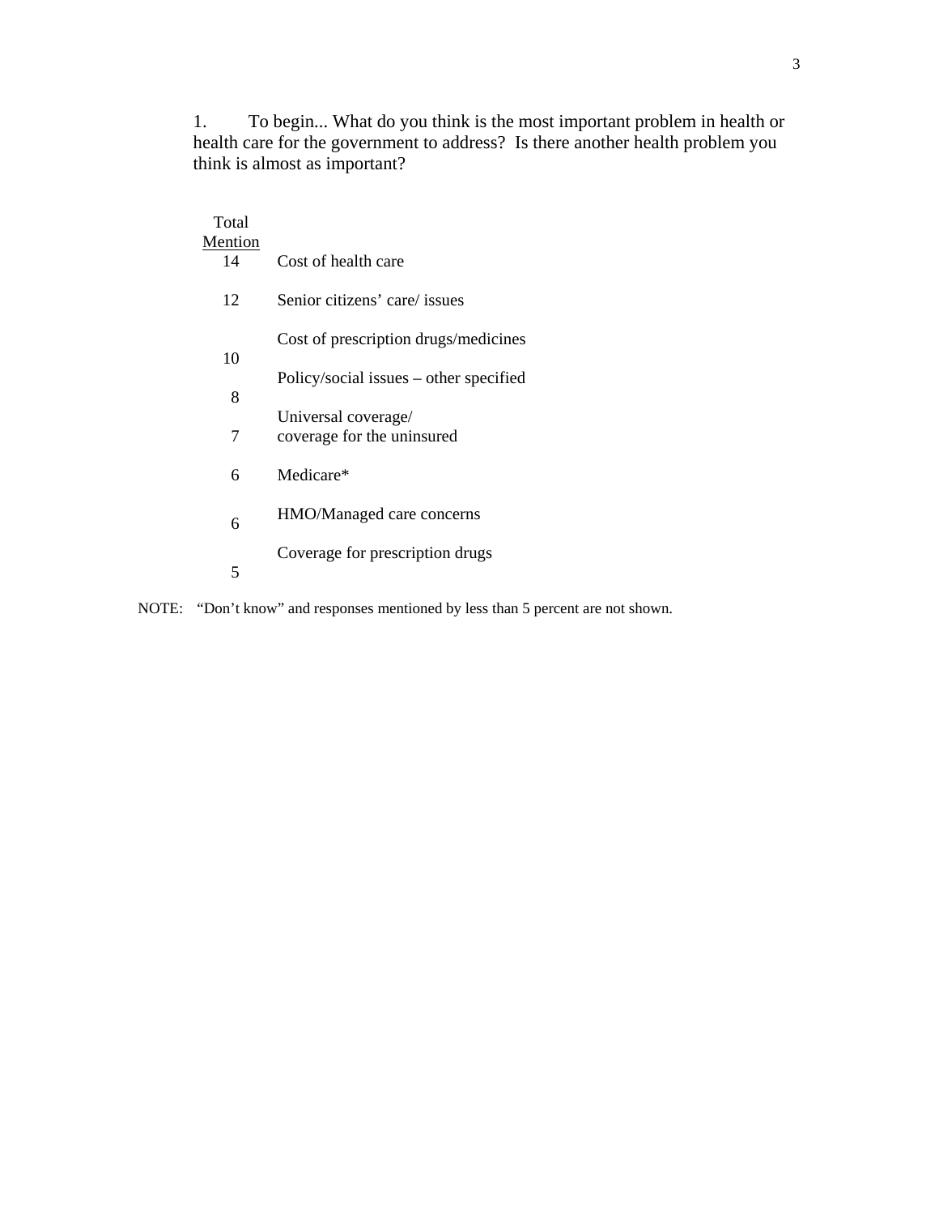1. To begin... What do you think is the most important problem in health or health care for the government to address? Is there another health problem you think is almost as important?

| Total Mention | |
|---|---|
| 14 | Cost of health care |
| 12 | Senior citizens' care/ issues |
| 10 | Cost of prescription drugs/medicines |
| 8 | Policy/social issues – other specified |
| 7 | Universal coverage/ coverage for the uninsured |
| 6 | Medicare* |
| 6 | HMO/Managed care concerns |
| 5 | Coverage for prescription drugs |

NOTE: "Don't know" and responses mentioned by less than 5 percent are not shown.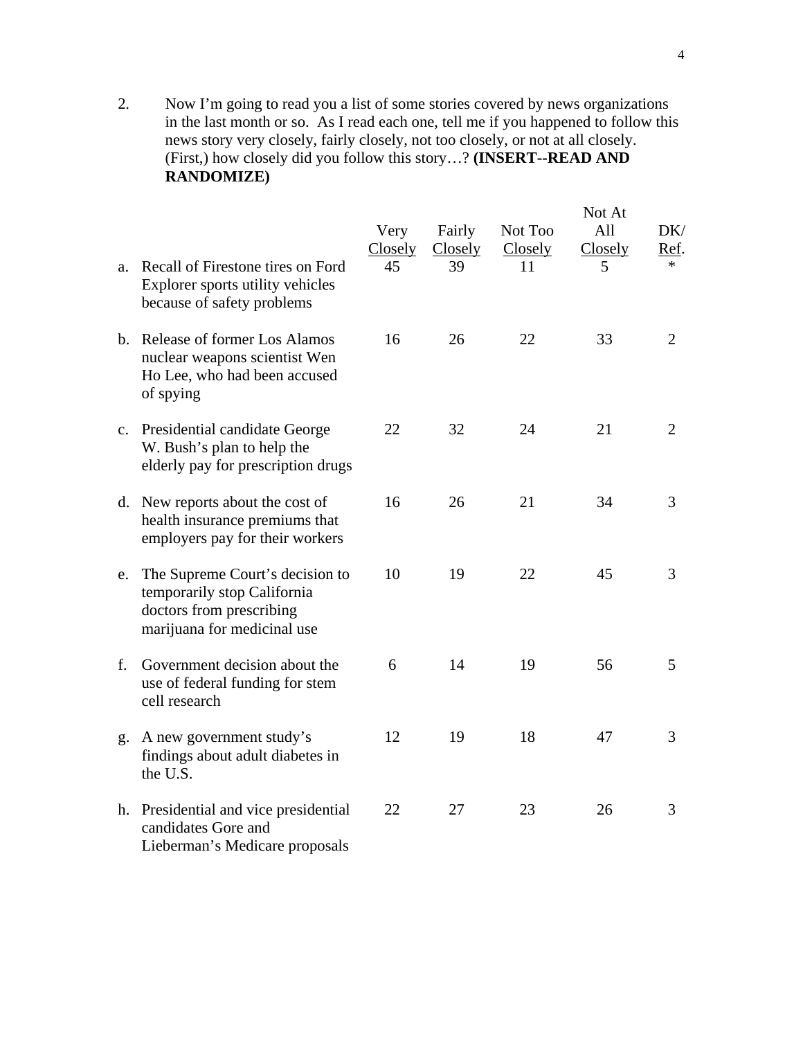2. Now I'm going to read you a list of some stories covered by news organizations in the last month or so. As I read each one, tell me if you happened to follow this news story very closely, fairly closely, not too closely, or not at all closely. (First,) how closely did you follow this story…? **(INSERT--READ AND RANDOMIZE)**

| | Very Closely | Fairly Closely | Not Too Closely | Not At All Closely | DK/ Ref. |
|---|---|---|---|---|---|
| a. Recall of Firestone tires on Ford Explorer sports utility vehicles because of safety problems | 45 | 39 | 11 | 5 | * |
| b. Release of former Los Alamos nuclear weapons scientist Wen Ho Lee, who had been accused of spying | 16 | 26 | 22 | 33 | 2 |
| c. Presidential candidate George W. Bush's plan to help the elderly pay for prescription drugs | 22 | 32 | 24 | 21 | 2 |
| d. New reports about the cost of health insurance premiums that employers pay for their workers | 16 | 26 | 21 | 34 | 3 |
| e. The Supreme Court's decision to temporarily stop California doctors from prescribing marijuana for medicinal use | 10 | 19 | 22 | 45 | 3 |
| f. Government decision about the use of federal funding for stem cell research | 6 | 14 | 19 | 56 | 5 |
| g. A new government study's findings about adult diabetes in the U.S. | 12 | 19 | 18 | 47 | 3 |
| h. Presidential and vice presidential candidates Gore and Lieberman's Medicare proposals | 22 | 27 | 23 | 26 | 3 |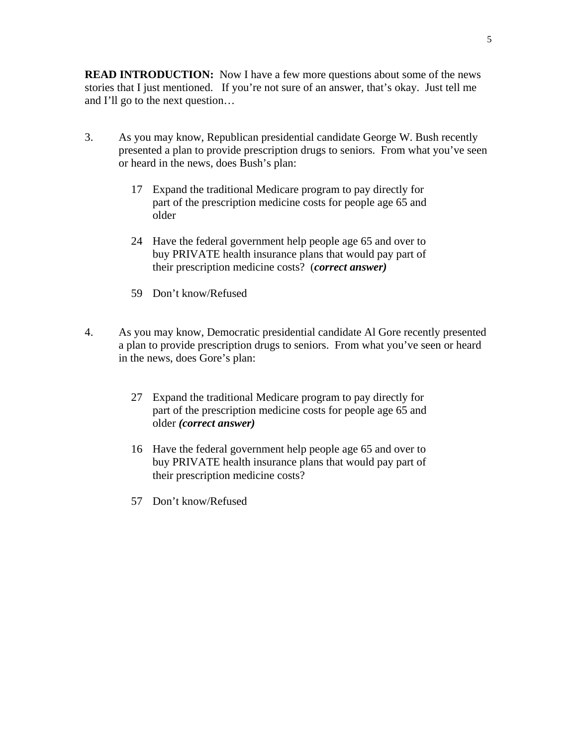**READ INTRODUCTION:** Now I have a few more questions about some of the news stories that I just mentioned. If you're not sure of an answer, that's okay. Just tell me and I'll go to the next question…

3. As you may know, Republican presidential candidate George W. Bush recently presented a plan to provide prescription drugs to seniors. From what you've seen or heard in the news, does Bush's plan:

   17 Expand the traditional Medicare program to pay directly for part of the prescription medicine costs for people age 65 and older

   24 Have the federal government help people age 65 and over to buy PRIVATE health insurance plans that would pay part of their prescription medicine costs? (***correct answer)***

   59 Don't know/Refused

4. As you may know, Democratic presidential candidate Al Gore recently presented a plan to provide prescription drugs to seniors. From what you've seen or heard in the news, does Gore's plan:

   27 Expand the traditional Medicare program to pay directly for part of the prescription medicine costs for people age 65 and older ***(correct answer)***

   16 Have the federal government help people age 65 and over to buy PRIVATE health insurance plans that would pay part of their prescription medicine costs?

   57 Don't know/Refused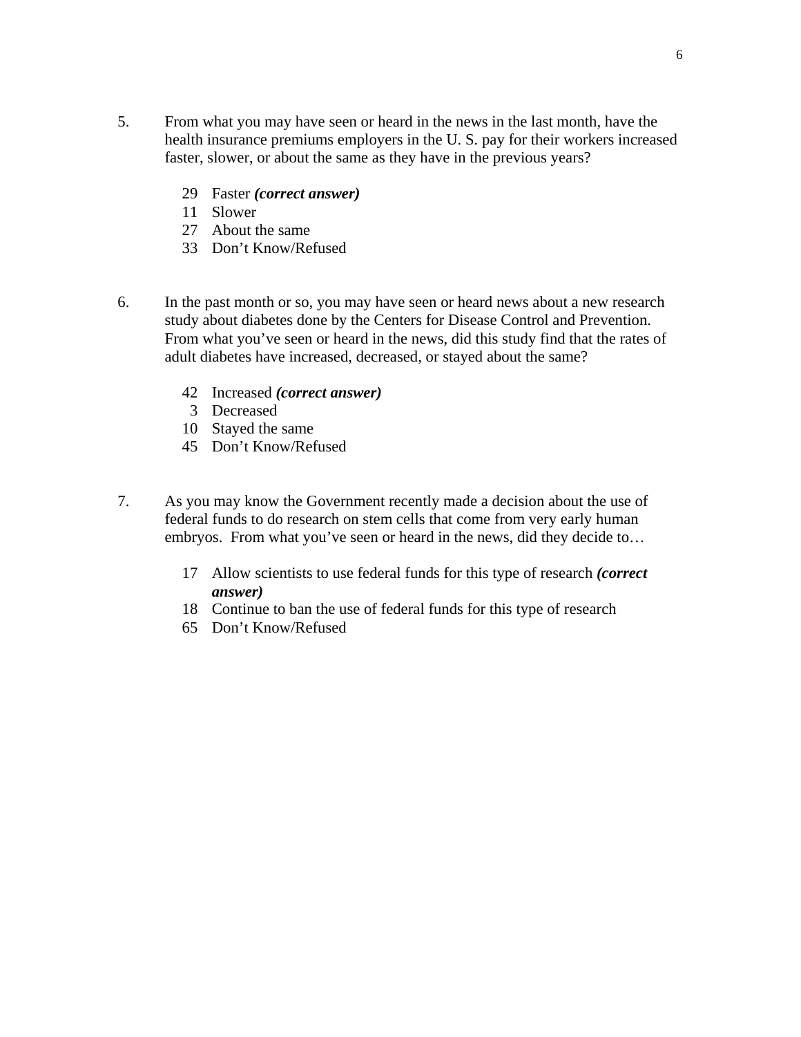5. From what you may have seen or heard in the news in the last month, have the health insurance premiums employers in the U. S. pay for their workers increased faster, slower, or about the same as they have in the previous years?

    29 Faster ***(correct answer)***
    11 Slower
    27 About the same
    33 Don't Know/Refused

6. In the past month or so, you may have seen or heard news about a new research study about diabetes done by the Centers for Disease Control and Prevention. From what you've seen or heard in the news, did this study find that the rates of adult diabetes have increased, decreased, or stayed about the same?

    42 Increased ***(correct answer)***
    3 Decreased
    10 Stayed the same
    45 Don't Know/Refused

7. As you may know the Government recently made a decision about the use of federal funds to do research on stem cells that come from very early human embryos. From what you've seen or heard in the news, did they decide to…

    17 Allow scientists to use federal funds for this type of research ***(correct answer)***
    18 Continue to ban the use of federal funds for this type of research
    65 Don't Know/Refused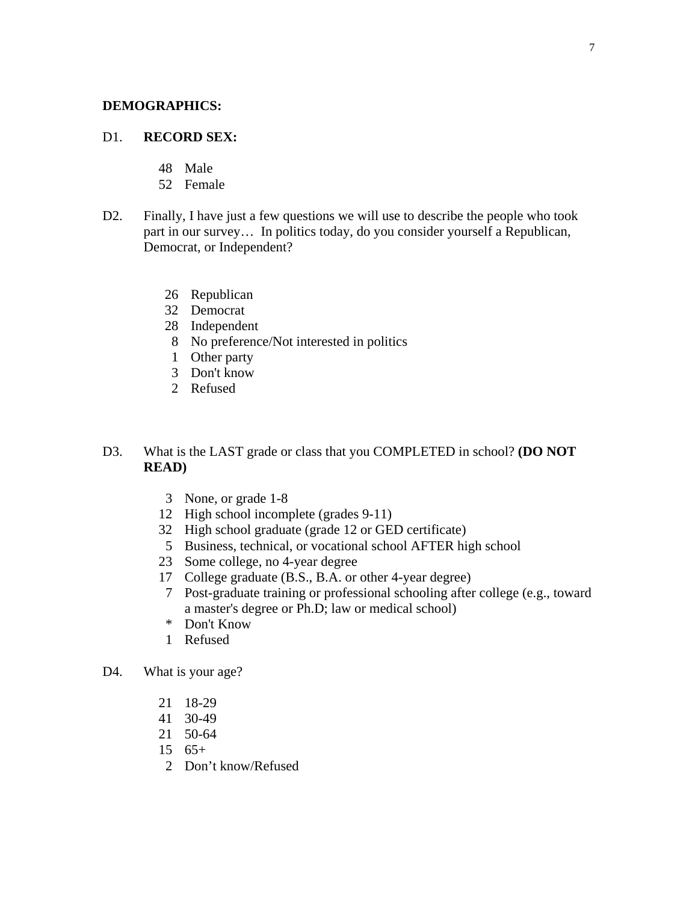**DEMOGRAPHICS:**

D1. **RECORD SEX:**

48 Male
52 Female

D2. Finally, I have just a few questions we will use to describe the people who took part in our survey… In politics today, do you consider yourself a Republican, Democrat, or Independent?

26 Republican
32 Democrat
28 Independent
8 No preference/Not interested in politics
1 Other party
3 Don't know
2 Refused

D3. What is the LAST grade or class that you COMPLETED in school? **(DO NOT READ)**

3 None, or grade 1-8
12 High school incomplete (grades 9-11)
32 High school graduate (grade 12 or GED certificate)
5 Business, technical, or vocational school AFTER high school
23 Some college, no 4-year degree
17 College graduate (B.S., B.A. or other 4-year degree)
7 Post-graduate training or professional schooling after college (e.g., toward a master's degree or Ph.D; law or medical school)
* Don't Know
1 Refused

D4. What is your age?

21 18-29
41 30-49
21 50-64
15 65+
2 Don't know/Refused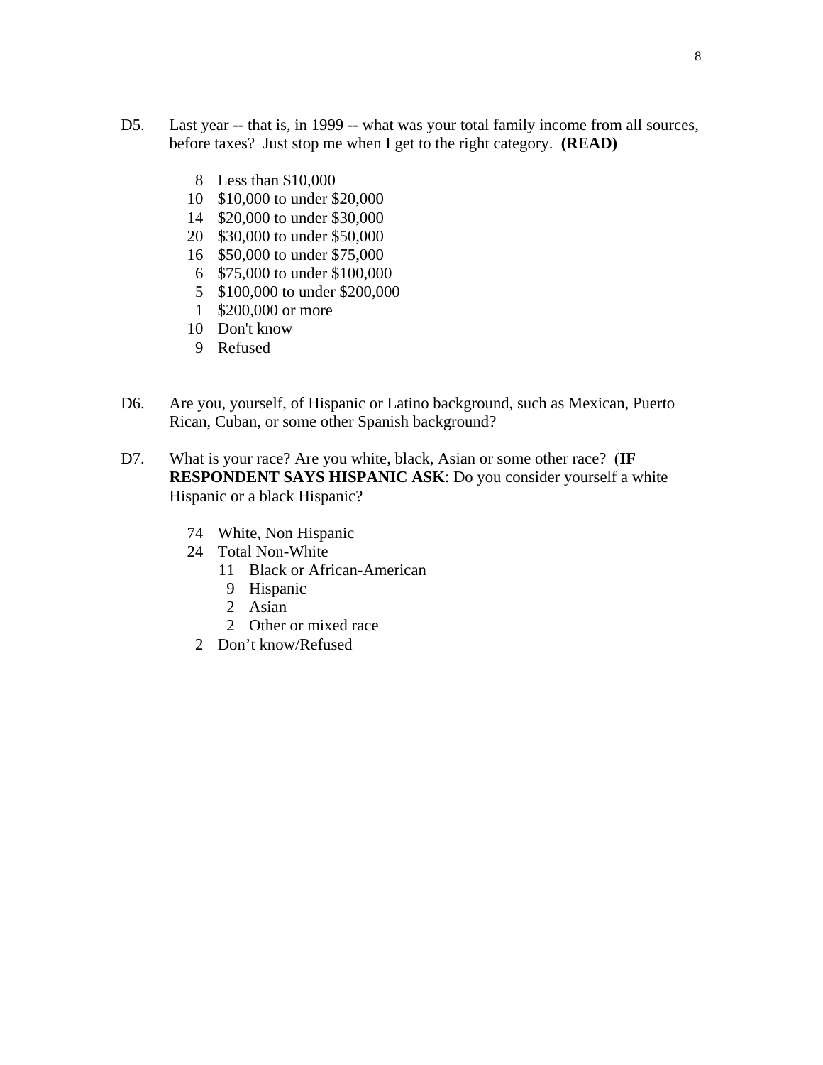D5. Last year -- that is, in 1999 -- what was your total family income from all sources, before taxes? Just stop me when I get to the right category. **(READ)**

- 8 Less than $10,000
- 10 $10,000 to under $20,000
- 14 $20,000 to under $30,000
- 20 $30,000 to under $50,000
- 16 $50,000 to under $75,000
- 6 $75,000 to under $100,000
- 5 $100,000 to under $200,000
- 1 $200,000 or more
- 10 Don't know
- 9 Refused

D6. Are you, yourself, of Hispanic or Latino background, such as Mexican, Puerto Rican, Cuban, or some other Spanish background?

D7. What is your race? Are you white, black, Asian or some other race? (**IF RESPONDENT SAYS HISPANIC ASK**: Do you consider yourself a white Hispanic or a black Hispanic?

- 74 White, Non Hispanic
- 24 Total Non-White
  - 11 Black or African-American
  - 9 Hispanic
  - 2 Asian
  - 2 Other or mixed race
- 2 Don't know/Refused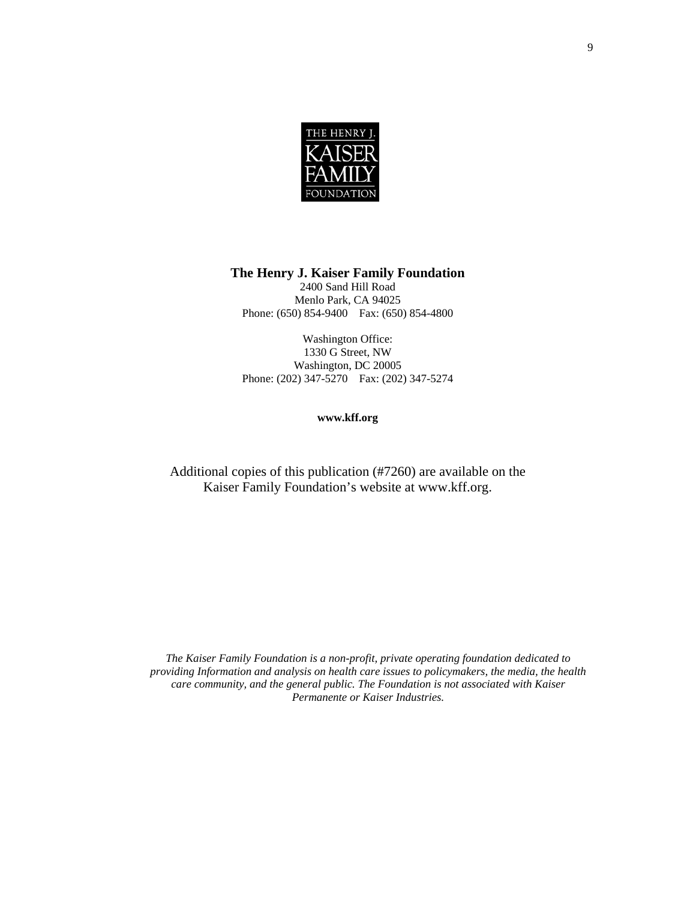THE HENRY J.
KAISER
FAMILY
FOUNDATION

**The Henry J. Kaiser Family Foundation**
2400 Sand Hill Road
Menlo Park, CA 94025
Phone: (650) 854-9400 Fax: (650) 854-4800

Washington Office:
1330 G Street, NW
Washington, DC 20005
Phone: (202) 347-5270 Fax: (202) 347-5274

**www.kff.org**

Additional copies of this publication (#7260) are available on the Kaiser Family Foundation's website at www.kff.org.

*The Kaiser Family Foundation is a non-profit, private operating foundation dedicated to providing Information and analysis on health care issues to policymakers, the media, the health care community, and the general public. The Foundation is not associated with Kaiser Permanente or Kaiser Industries.*